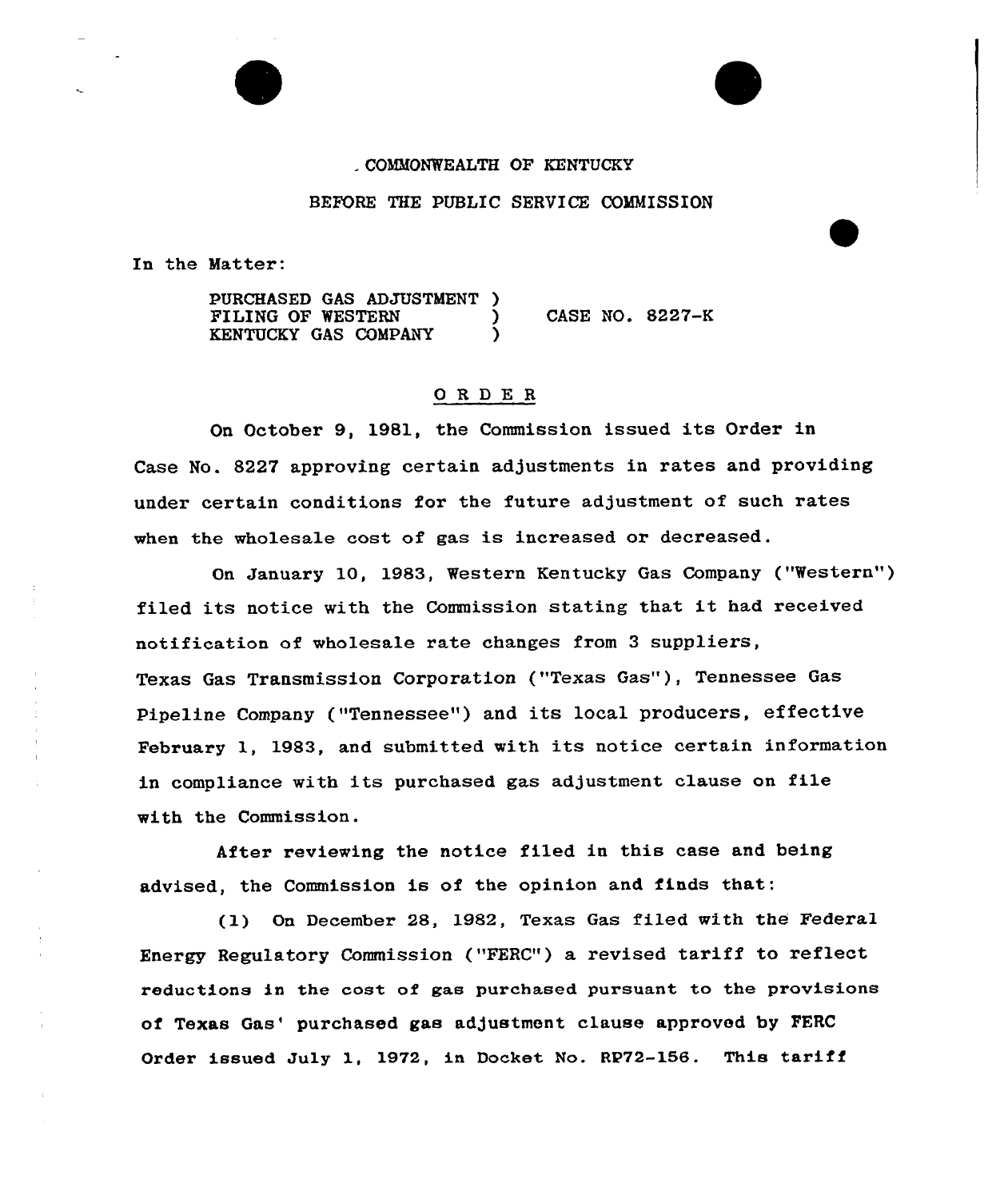COMMONWEALTH OF KENTUCKY

BEFORE THE PUBLIC SERVICE COMMISSION

In the Matter:

PURCHASED GAS ADJUSTMENT FILING OF WESTERN KENTUCKY GAS COMPANY ) CASE NO. 8227-K

## ORDER

On October 9, 1981, the Commission issued its Order in Case No. 8227 approving certain adjustments in rates and providing under certain conditions for the future adjustment of such rates when the wholesale cost of gas is increased or decreased.

On January 10, 1983, Western Kentucky Gas Company ("Western") filed its notice with the Commission stating that it had received notification of wholesale rate changes from 3 suppliers, Texas Gas Transmission Corporation ("Texas Gas"), Tennessee Gas Pipeline Company ("Tennessee") and its local producers, effective February 1, 1983, and submitted with its notice certain information in compliance with its purchased gas adjustment clause on file with the Commission.

After reviewing the notice filed in this case and being advised, the Commission is of the opinion and finds that:

(1) On December 28, 1982, Texas Gas filed with the Federal Energy Regulatory Commission ("FERC") a revised tariff to reflect reductions in the cost of gas purchased pursuant to the provisions of Texas Gas' purchased gas adjustment clause approved by FERC Order issued July 1, 1972, in Docket No. RP72-156. This tariff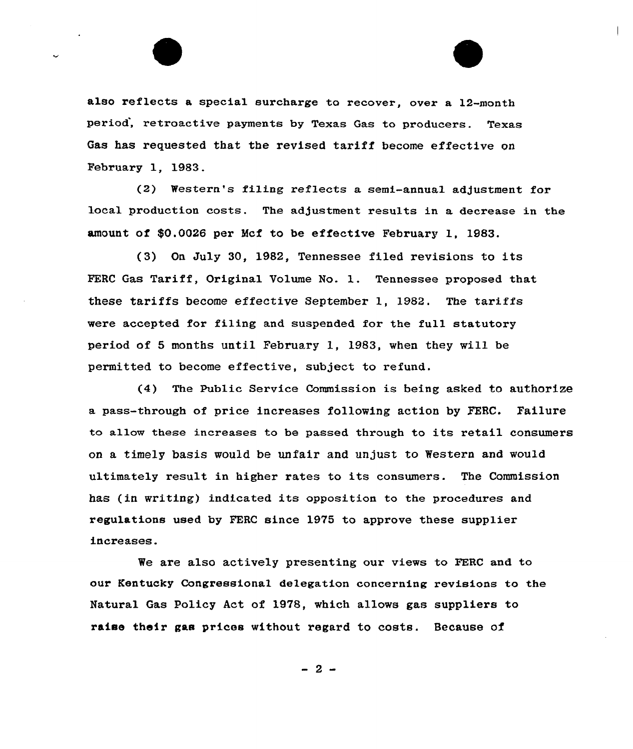also reflects a special surcharge to recover, over a 12-month period, retroactive payments by Texas Gas to producers. Texas Gas has requested that the revised tariff become effective on February 1, 1983.

(2) Western's filing reflects a semi-annual adjustment for local production costs. The adjustment results in a decrease in the amount of $0.0026 per Mcf to be effective February 1, 1983.

(3) On July 30, 1982, Tennessee filed revisions to its FERC Gas Tariff, Original Volume No. 1. Tennessee proposed that these tariffs become effective September 1, 1982. The tariffs were accepted for filing and suspended for the full statutory period of 5 months until February 1, 1983, when they will be permitted to become effective, subject to refund.

(4) The Public Service Commission is being asked to authorize a pass-through of price increases following action by FERC. Failure to allow these increases to be passed through to its retail consumers on a timely basis would be unfair and unjust to Western and would ultimately result in higher rates to its consumers. The Commission has (in writing) indicated its opposition to the procedures and regulations used by FERC since 1975 to approve these supplier increases.

We are also actively presenting our views to FERC and to our Kentucky Congressional delegation concerning revisions to the Natural Gas Policy Act of 1978, which allows gas suppliers to raise their gas prices without regard to costs. Because of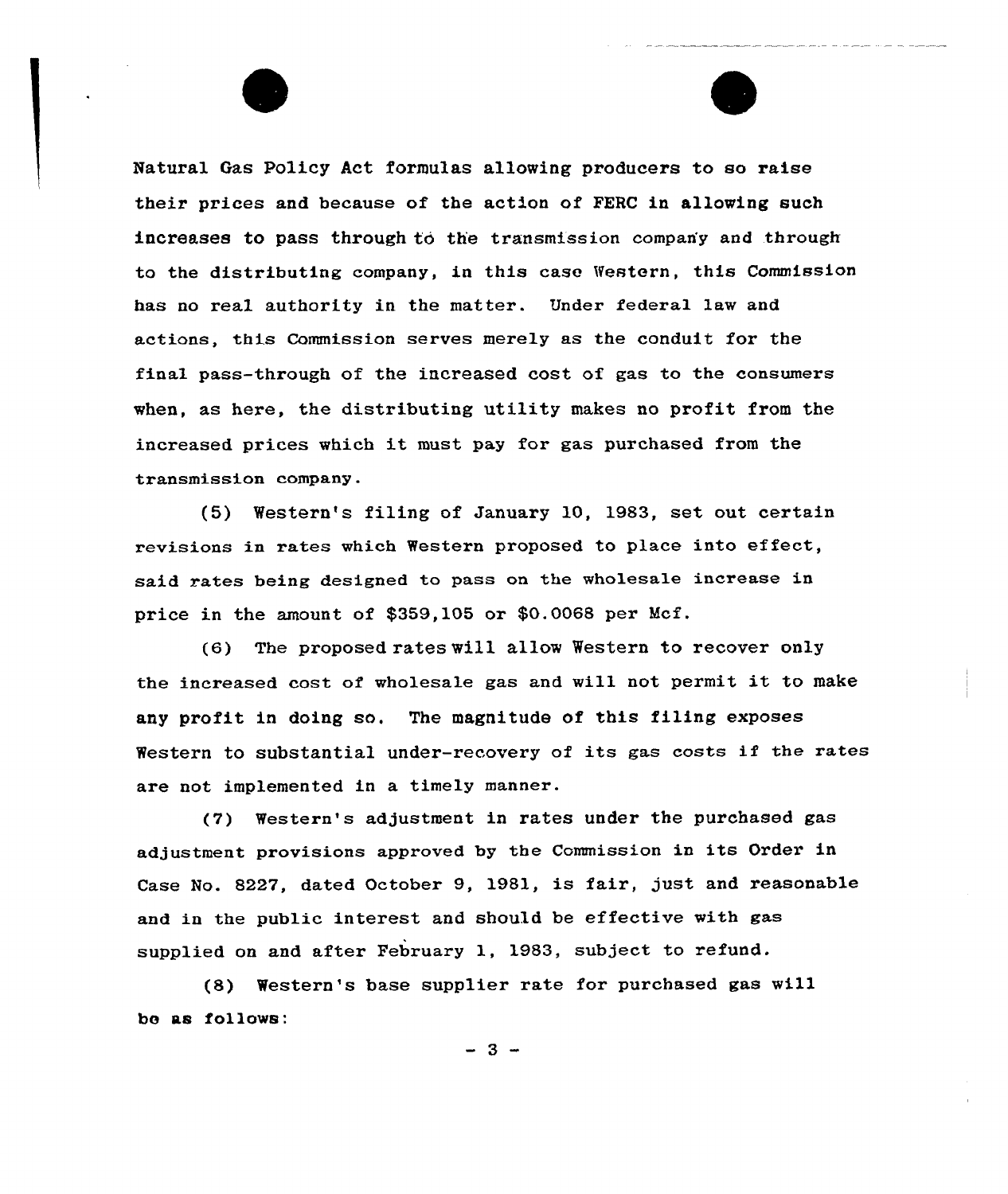Natural Gas Policy Act formulas allowing producers to so raise their prices and because of the action of FERC in allowing such increases to pass through to the transmission company and through to the distributing company, in this case Western, this Commission has no real authority in the matter. Under federal law and actions, this Commission serves merely as the conduit for the final pass-through of the increased cost of gas to the consumers when, as here, the distributing utility makes no profit from the increased prices which it must pay for gas purchased from the transmission company.

(5) Western's filing of January 10, 1983, set out certain revisions in rates which Western proposed to place into effect, said rates being designed to pass on the wholesale increase in price in the amount of $359,105 or $0.0068 per Mcf.

(6) The proposed rates will allow Western to recover only the increased cost of wholesale gas and will not permit it to make any profit in doing so. The magnitude of this filing exposes Western to substantial under-recovery of its gas costs if the rates are not implemented in a timely manner.

(7) Western's adjustment in rates under the purchased gas adjustment provisions approved by the Commission in its Order in Case No. 8227, dated October 9, 1981, is fair, just and reasonable and in the public interest and should be effective with gas supplied on and after February 1, 1983, subject to refund.

(8) Western's base supplier rate for purchased gas will be as follows: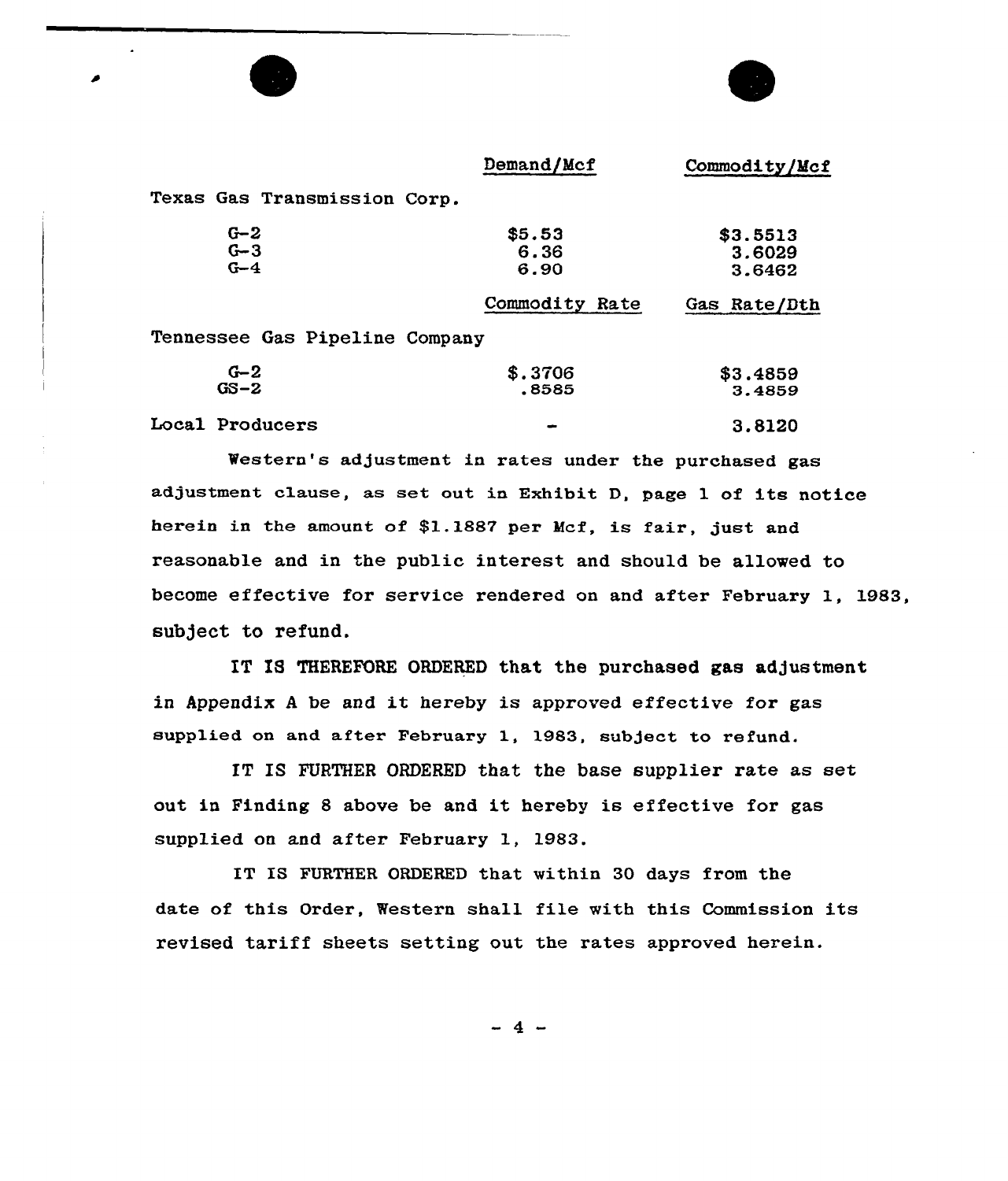| | Demand/Mcf | Commodity/Mcf |
|---|---|---|
| Texas Gas Transmission Corp. | | |
| G-2 | $5.53 | $3.5513 |
| G-3 | 6.36 | 3.6029 |
| G-4 | 6.90 | 3.6462 |
| | Commodity Rate | Gas Rate/Dth |
| Tennessee Gas Pipeline Company | | |
| G-2 | $.3706 | $3.4859 |
| GS-2 | .8585 | 3.4859 |
| Local Producers | - | 3.8120 |

Western's adjustment in rates under the purchased gas adjustment clause, as set out in Exhibit D, page 1 of its notice herein in the amount of $1.1887 per Mcf, is fair, just and reasonable and in the public interest and should be allowed to become effective for service rendered on and after February 1, 1983, subject to refund.

IT IS THEREFORE ORDERED that the purchased gas adjustment in Appendix A be and it hereby is approved effective for gas supplied on and after February 1, 1983, subject to refund.

IT IS FURTHER ORDERED that the base supplier rate as set out in Finding 8 above be and it hereby is effective for gas supplied on and after February 1, 1983.

IT IS FURTHER ORDERED that within 30 days from the date of this Order, Western shall file with this Commission its revised tariff sheets setting out the rates approved herein.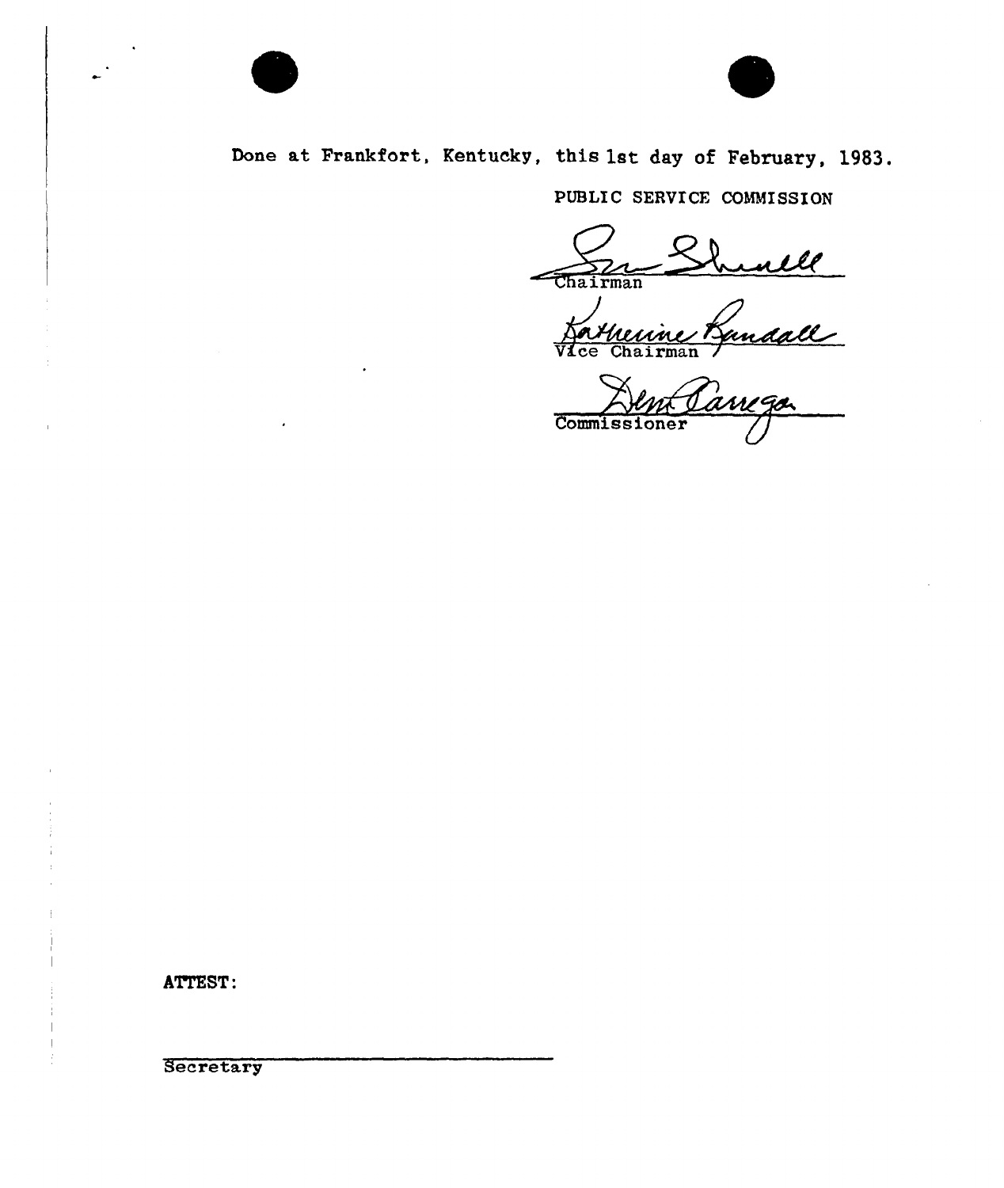Done at Frankfort, Kentucky, this 1st day of February, 1983.

PUBLIC SERVICE COMMISSION

Chairman

Vice Chairman

Commissioner

ATTEST:

Secretary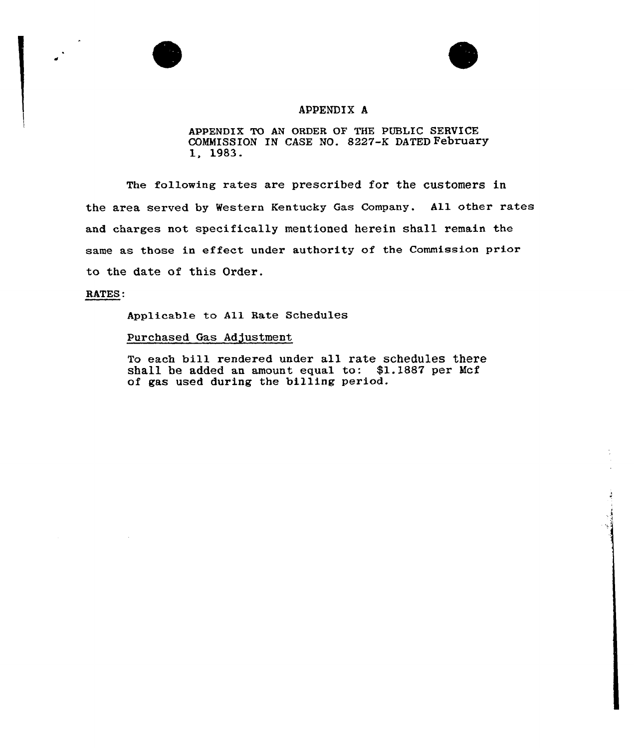# APPENDIX A

APPENDIX TO AN ORDER OF THE PUBLIC SERVICE COMMISSION IN CASE NO. 8227-K DATED February 1, 1983.

The following rates are prescribed for the customers in the area served by Western Kentucky Gas Company. All other rates and charges not specifically mentioned herein shall remain the same as those in effect under authority of the Commission prior to the date of this Order.

**RATES:**

Applicable to All Rate Schedules

Purchased Gas Adjustment

To each bill rendered under all rate schedules there shall be added an amount equal to: $1.1887 per Mcf of gas used during the billing period.